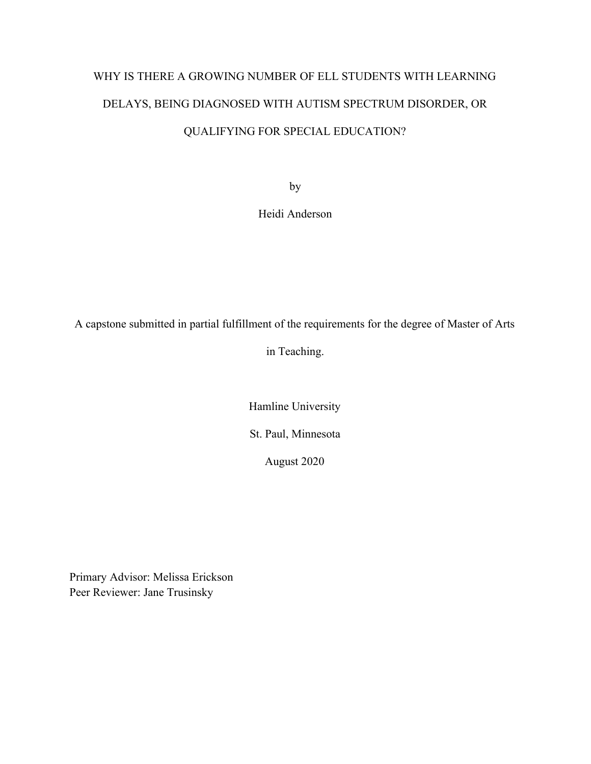# WHY IS THERE A GROWING NUMBER OF ELL STUDENTS WITH LEARNING DELAYS, BEING DIAGNOSED WITH AUTISM SPECTRUM DISORDER, OR QUALIFYING FOR SPECIAL EDUCATION?

by

Heidi Anderson

A capstone submitted in partial fulfillment of the requirements for the degree of Master of Arts in Teaching.

Hamline University

St. Paul, Minnesota

August 2020

Primary Advisor: Melissa Erickson
Peer Reviewer: Jane Trusinsky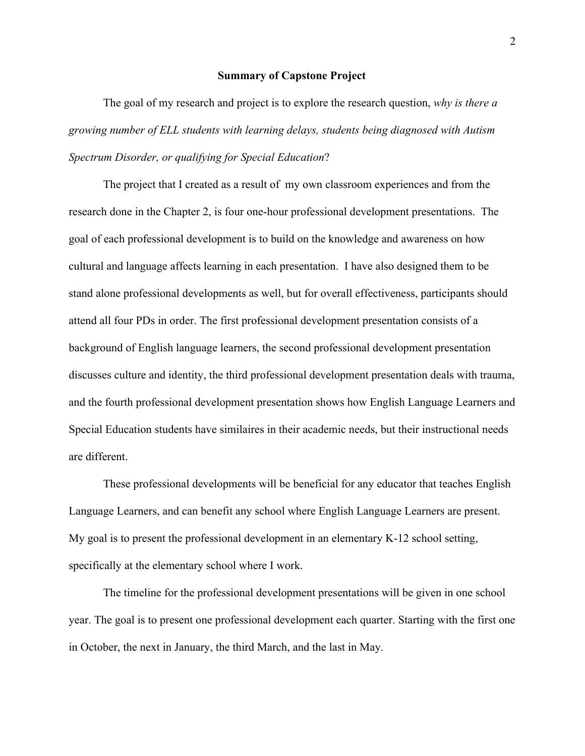## Summary of Capstone Project

The goal of my research and project is to explore the research question, *why is there a growing number of ELL students with learning delays, students being diagnosed with Autism Spectrum Disorder, or qualifying for Special Education*?

The project that I created as a result of my own classroom experiences and from the research done in the Chapter 2, is four one-hour professional development presentations. The goal of each professional development is to build on the knowledge and awareness on how cultural and language affects learning in each presentation. I have also designed them to be stand alone professional developments as well, but for overall effectiveness, participants should attend all four PDs in order. The first professional development presentation consists of a background of English language learners, the second professional development presentation discusses culture and identity, the third professional development presentation deals with trauma, and the fourth professional development presentation shows how English Language Learners and Special Education students have similaires in their academic needs, but their instructional needs are different.

These professional developments will be beneficial for any educator that teaches English Language Learners, and can benefit any school where English Language Learners are present. My goal is to present the professional development in an elementary K-12 school setting, specifically at the elementary school where I work.

The timeline for the professional development presentations will be given in one school year. The goal is to present one professional development each quarter. Starting with the first one in October, the next in January, the third March, and the last in May.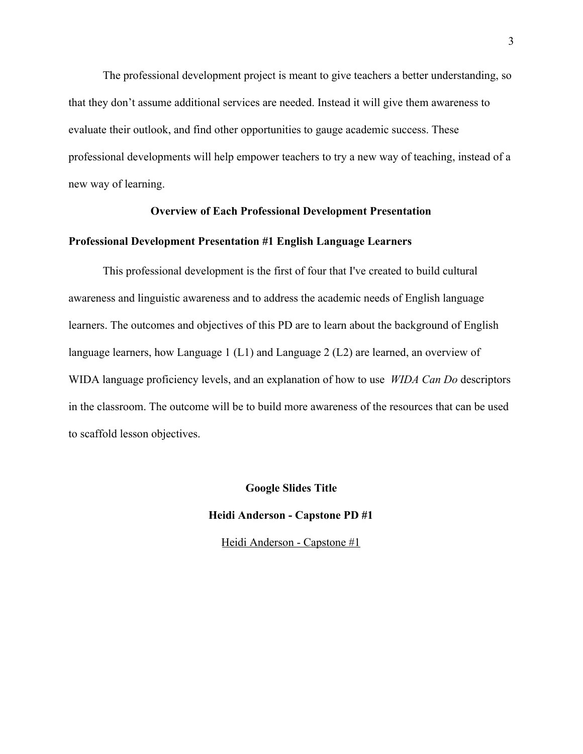The professional development project is meant to give teachers a better understanding, so that they don't assume additional services are needed. Instead it will give them awareness to evaluate their outlook, and find other opportunities to gauge academic success. These professional developments will help empower teachers to try a new way of teaching, instead of a new way of learning.

## Overview of Each Professional Development Presentation

### Professional Development Presentation #1 English Language Learners

This professional development is the first of four that I've created to build cultural awareness and linguistic awareness and to address the academic needs of English language learners. The outcomes and objectives of this PD are to learn about the background of English language learners, how Language 1 (L1) and Language 2 (L2) are learned, an overview of WIDA language proficiency levels, and an explanation of how to use *WIDA Can Do* descriptors in the classroom. The outcome will be to build more awareness of the resources that can be used to scaffold lesson objectives.

**Google Slides Title**

**Heidi Anderson - Capstone PD #1**

Heidi Anderson - Capstone #1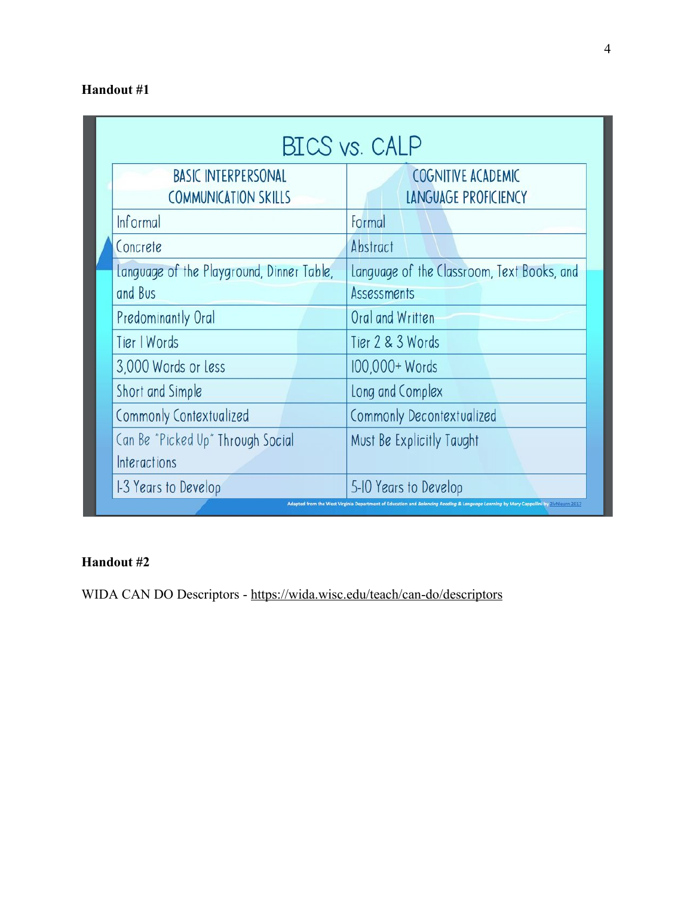**Handout #1**

BICS vs. CALP

| BASIC INTERPERSONAL COMMUNICATION SKILLS | COGNITIVE ACADEMIC LANGUAGE PROFICIENCY |
|---|---|
| Informal | Formal |
| Concrete | Abstract |
| Language of the Playground, Dinner Table, and Bus | Language of the Classroom, Text Books, and Assessments |
| Predominantly Oral | Oral and Written |
| Tier I Words | Tier 2 & 3 Words |
| 3,000 Words or Less | 100,000+ Words |
| Short and Simple | Long and Complex |
| Commonly Contextualized | Commonly Decontextualized |
| Can Be "Picked Up" Through Social Interactions | Must Be Explicitly Taught |
| 1-3 Years to Develop | 5-10 Years to Develop |

Adapted from the West Virginia Department of Education and *Balancing Reading & Language Learning* by Mary Cappellini by BlyNearn 2017

**Handout #2**

WIDA CAN DO Descriptors - https://wida.wisc.edu/teach/can-do/descriptors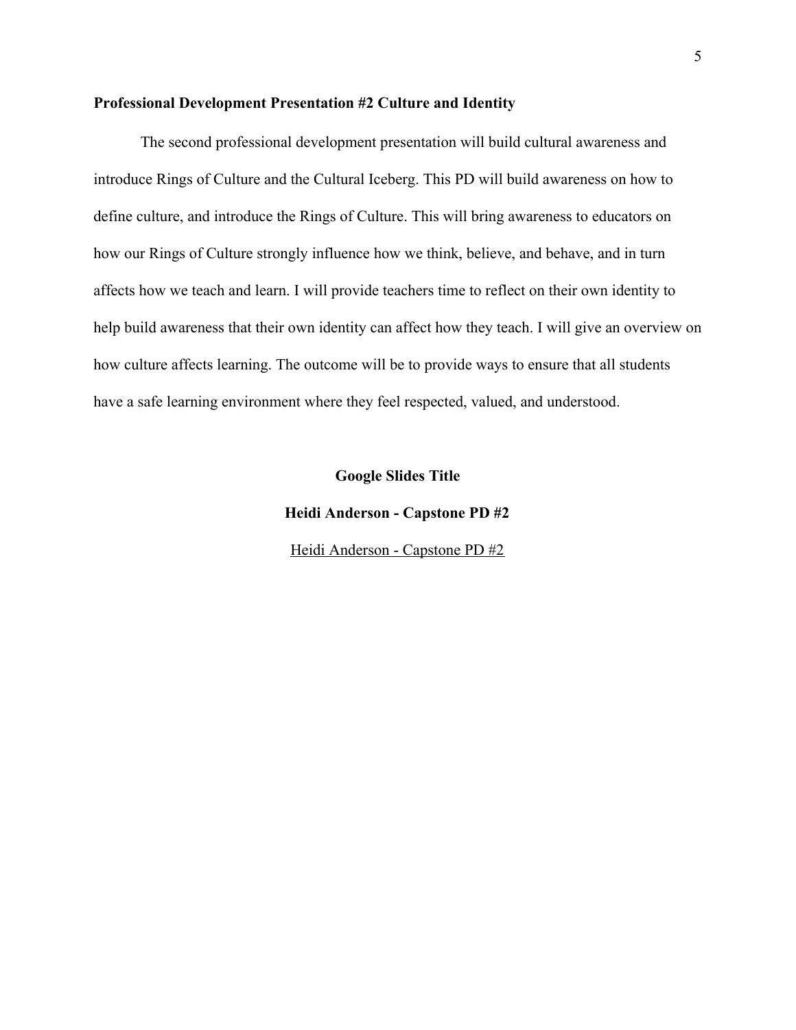**Professional Development Presentation #2 Culture and Identity**

The second professional development presentation will build cultural awareness and introduce Rings of Culture and the Cultural Iceberg. This PD will build awareness on how to define culture, and introduce the Rings of Culture. This will bring awareness to educators on how our Rings of Culture strongly influence how we think, believe, and behave, and in turn affects how we teach and learn. I will provide teachers time to reflect on their own identity to help build awareness that their own identity can affect how they teach. I will give an overview on how culture affects learning. The outcome will be to provide ways to ensure that all students have a safe learning environment where they feel respected, valued, and understood.

**Google Slides Title**

**Heidi Anderson - Capstone PD #2**

Heidi Anderson - Capstone PD #2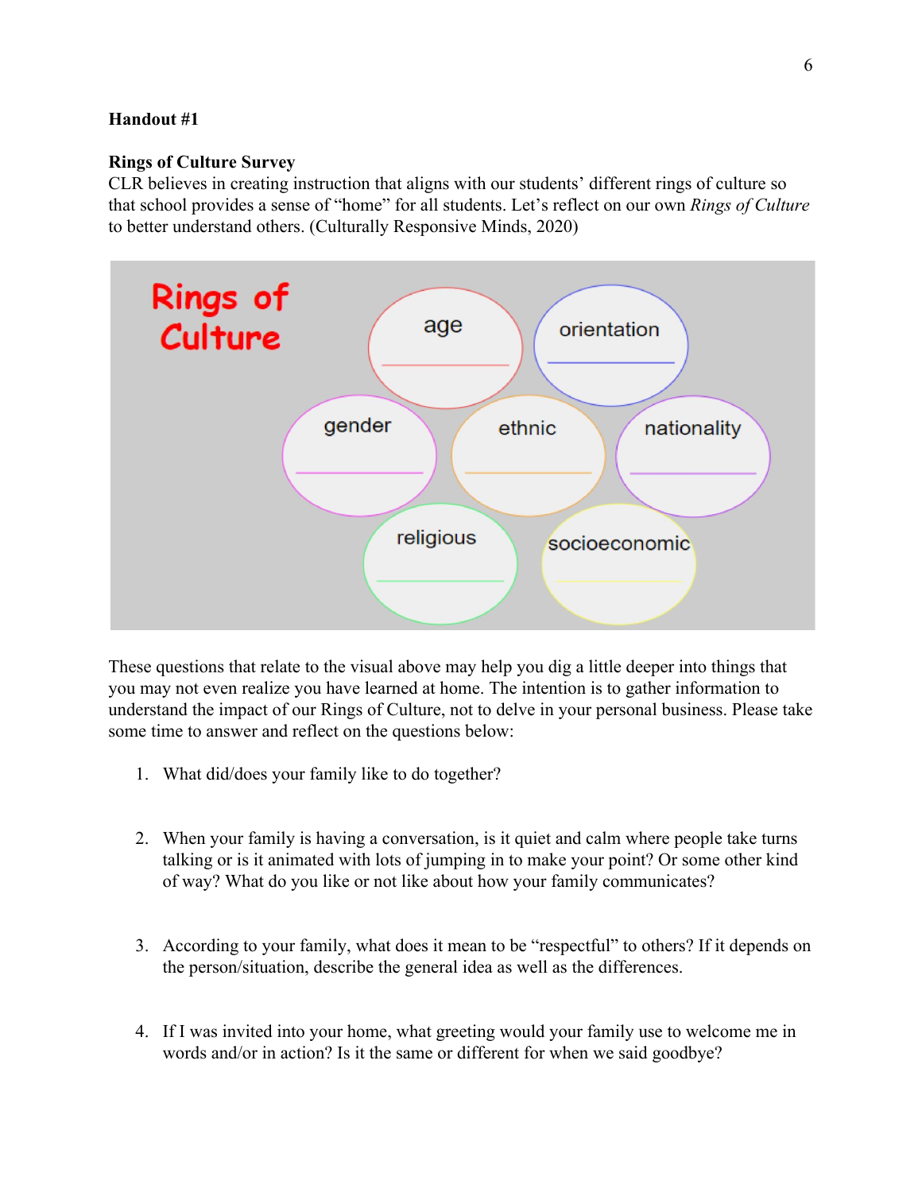**Handout #1**

**Rings of Culture Survey**

CLR believes in creating instruction that aligns with our students' different rings of culture so that school provides a sense of "home" for all students. Let's reflect on our own *Rings of Culture* to better understand others. (Culturally Responsive Minds, 2020)

Rings of Culture

age

orientation

gender

ethnic

nationality

religious

socioeconomic

These questions that relate to the visual above may help you dig a little deeper into things that you may not even realize you have learned at home. The intention is to gather information to understand the impact of our Rings of Culture, not to delve in your personal business. Please take some time to answer and reflect on the questions below:

1. What did/does your family like to do together?

2. When your family is having a conversation, is it quiet and calm where people take turns talking or is it animated with lots of jumping in to make your point? Or some other kind of way? What do you like or not like about how your family communicates?

3. According to your family, what does it mean to be "respectful" to others? If it depends on the person/situation, describe the general idea as well as the differences.

4. If I was invited into your home, what greeting would your family use to welcome me in words and/or in action? Is it the same or different for when we said goodbye?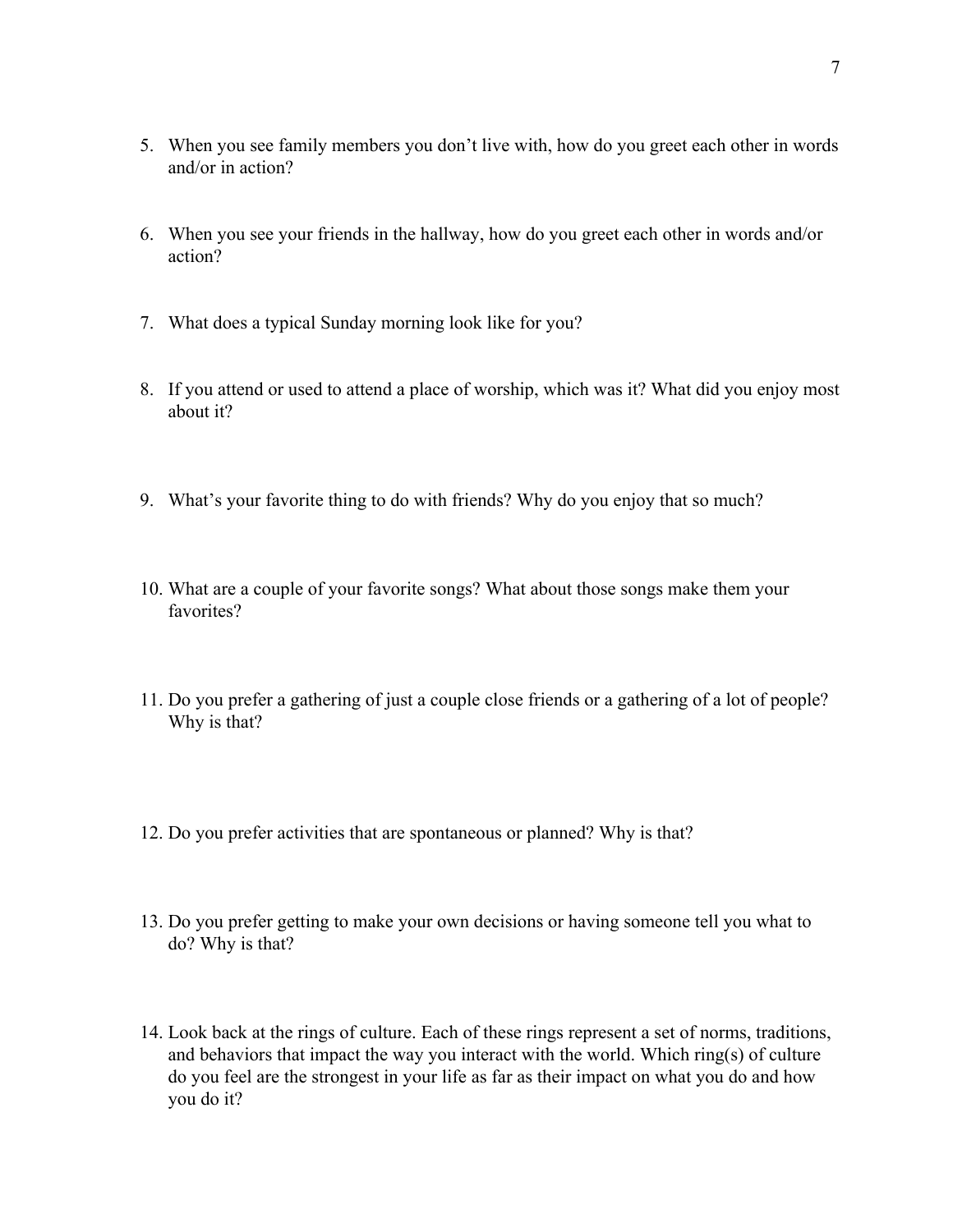5. When you see family members you don't live with, how do you greet each other in words and/or in action?

6. When you see your friends in the hallway, how do you greet each other in words and/or action?

7. What does a typical Sunday morning look like for you?

8. If you attend or used to attend a place of worship, which was it? What did you enjoy most about it?

9. What's your favorite thing to do with friends? Why do you enjoy that so much?

10. What are a couple of your favorite songs? What about those songs make them your favorites?

11. Do you prefer a gathering of just a couple close friends or a gathering of a lot of people? Why is that?

12. Do you prefer activities that are spontaneous or planned? Why is that?

13. Do you prefer getting to make your own decisions or having someone tell you what to do? Why is that?

14. Look back at the rings of culture. Each of these rings represent a set of norms, traditions, and behaviors that impact the way you interact with the world. Which ring(s) of culture do you feel are the strongest in your life as far as their impact on what you do and how you do it?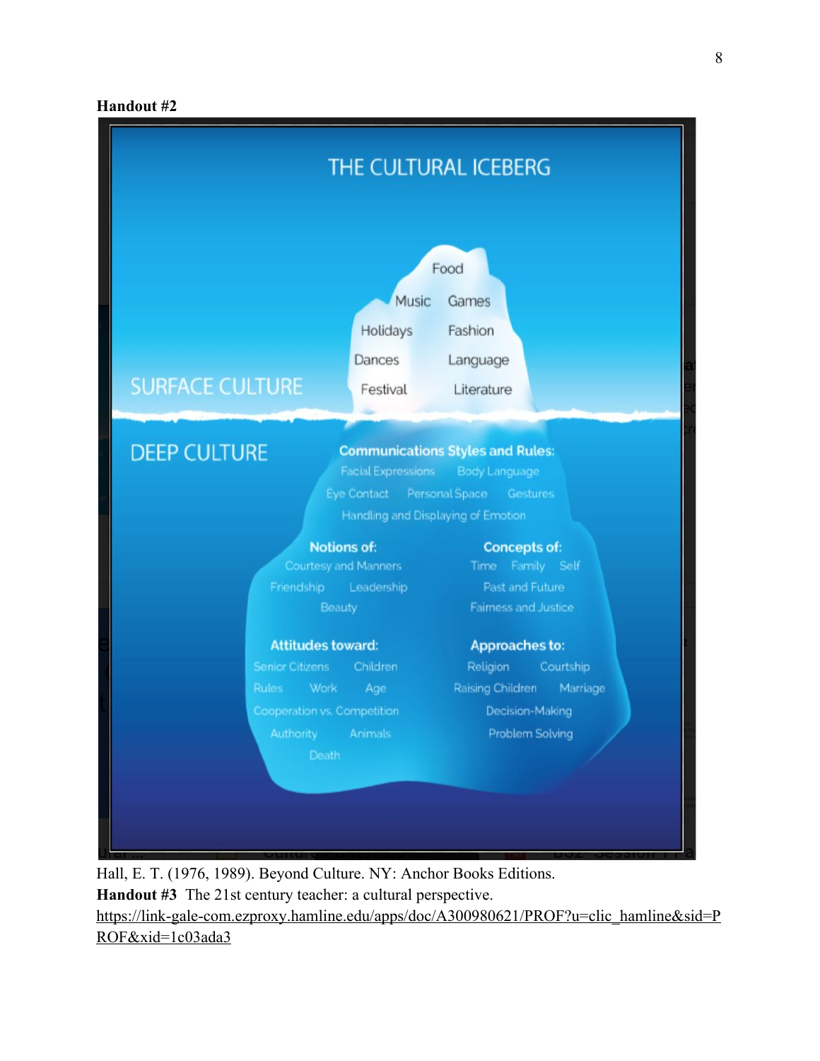**Handout #2**

THE CULTURAL ICEBERG

SURFACE CULTURE

Food
Music Games
Holidays Fashion
Dances Language
Festival Literature

DEEP CULTURE

Communications Styles and Rules:
Facial Expressions Body Language
Eye Contact Personal Space Gestures
Handling and Displaying of Emotion

Notions of:
Courtesy and Manners
Friendship Leadership
Beauty

Concepts of:
Time Family Self
Past and Future
Fairness and Justice

Attitudes toward:
Senior Citizens Children
Rules Work Age
Cooperation vs. Competition
Authority Animals
Death

Approaches to:
Religion Courtship
Raising Children Marriage
Decision-Making
Problem Solving

Hall, E. T. (1976, 1989). Beyond Culture. NY: Anchor Books Editions.

**Handout #3** The 21st century teacher: a cultural perspective.
https://link-gale-com.ezproxy.hamline.edu/apps/doc/A300980621/PROF?u=clic_hamline&sid=PROF&xid=1c03ada3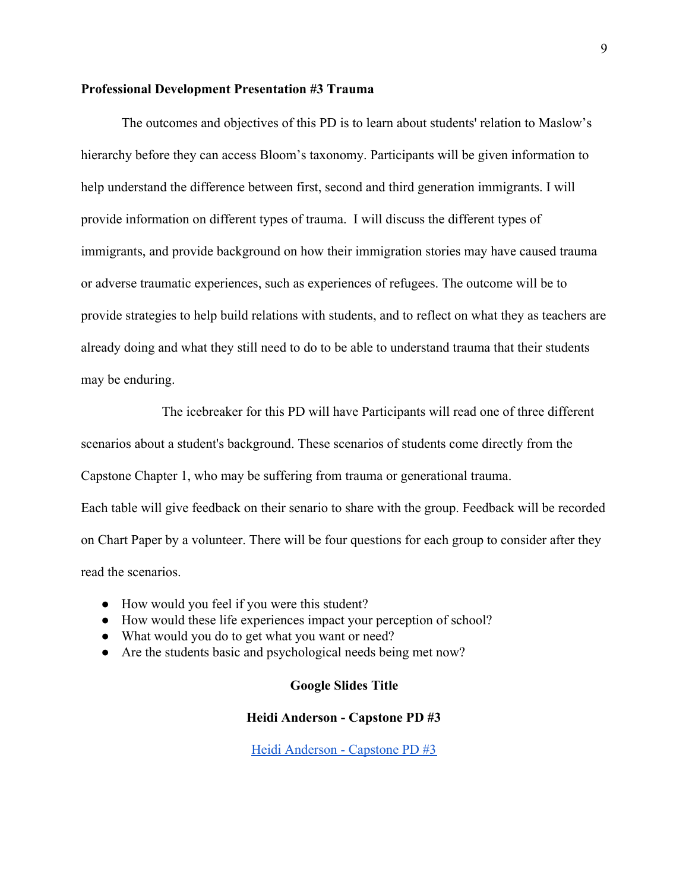**Professional Development Presentation #3 Trauma**

The outcomes and objectives of this PD is to learn about students' relation to Maslow's hierarchy before they can access Bloom's taxonomy. Participants will be given information to help understand the difference between first, second and third generation immigrants. I will provide information on different types of trauma. I will discuss the different types of immigrants, and provide background on how their immigration stories may have caused trauma or adverse traumatic experiences, such as experiences of refugees. The outcome will be to provide strategies to help build relations with students, and to reflect on what they as teachers are already doing and what they still need to do to be able to understand trauma that their students may be enduring.

The icebreaker for this PD will have Participants will read one of three different scenarios about a student's background. These scenarios of students come directly from the Capstone Chapter 1, who may be suffering from trauma or generational trauma.
Each table will give feedback on their senario to share with the group. Feedback will be recorded on Chart Paper by a volunteer. There will be four questions for each group to consider after they read the scenarios.

- How would you feel if you were this student?
- How would these life experiences impact your perception of school?
- What would you do to get what you want or need?
- Are the students basic and psychological needs being met now?

**Google Slides Title**

**Heidi Anderson - Capstone PD #3**

Heidi Anderson - Capstone PD #3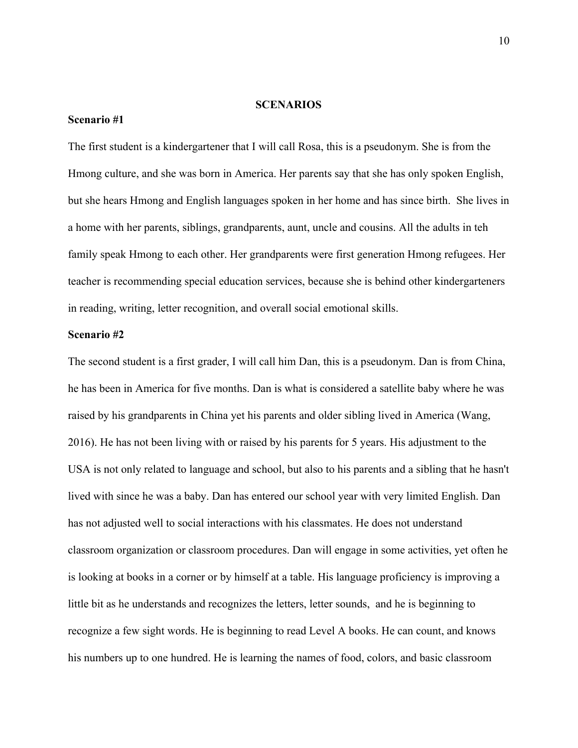## SCENARIOS

### Scenario #1

The first student is a kindergartener that I will call Rosa, this is a pseudonym. She is from the Hmong culture, and she was born in America. Her parents say that she has only spoken English, but she hears Hmong and English languages spoken in her home and has since birth.  She lives in a home with her parents, siblings, grandparents, aunt, uncle and cousins. All the adults in teh family speak Hmong to each other. Her grandparents were first generation Hmong refugees. Her teacher is recommending special education services, because she is behind other kindergarteners in reading, writing, letter recognition, and overall social emotional skills.

### Scenario #2

The second student is a first grader, I will call him Dan, this is a pseudonym. Dan is from China, he has been in America for five months. Dan is what is considered a satellite baby where he was raised by his grandparents in China yet his parents and older sibling lived in America (Wang, 2016). He has not been living with or raised by his parents for 5 years. His adjustment to the USA is not only related to language and school, but also to his parents and a sibling that he hasn't lived with since he was a baby. Dan has entered our school year with very limited English. Dan has not adjusted well to social interactions with his classmates. He does not understand classroom organization or classroom procedures. Dan will engage in some activities, yet often he is looking at books in a corner or by himself at a table. His language proficiency is improving a little bit as he understands and recognizes the letters, letter sounds,  and he is beginning to recognize a few sight words. He is beginning to read Level A books. He can count, and knows his numbers up to one hundred. He is learning the names of food, colors, and basic classroom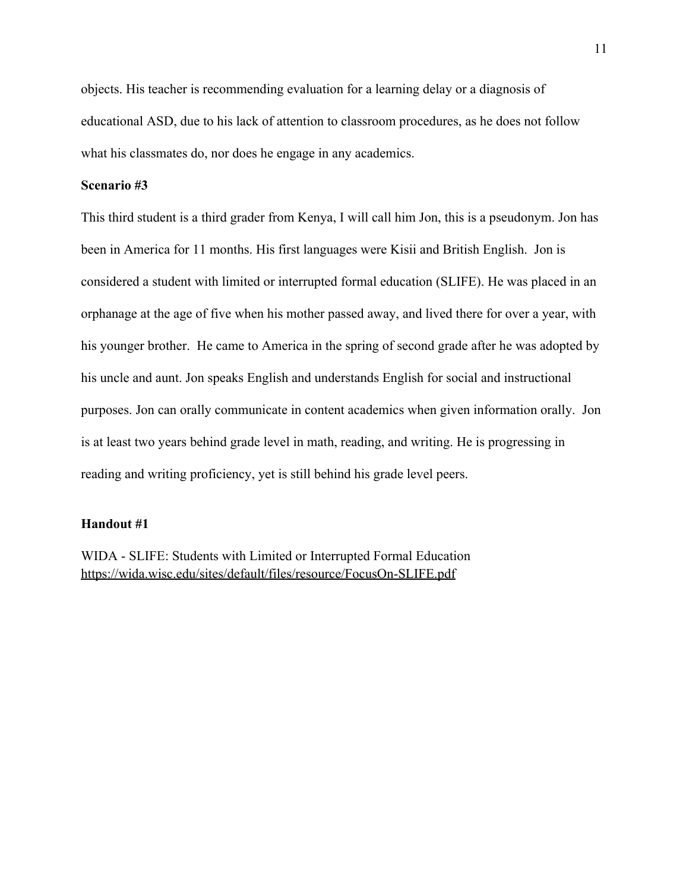objects. His teacher is recommending evaluation for a learning delay or a diagnosis of educational ASD, due to his lack of attention to classroom procedures, as he does not follow what his classmates do, nor does he engage in any academics.

**Scenario #3**

This third student is a third grader from Kenya, I will call him Jon, this is a pseudonym. Jon has been in America for 11 months. His first languages were Kisii and British English. Jon is considered a student with limited or interrupted formal education (SLIFE). He was placed in an orphanage at the age of five when his mother passed away, and lived there for over a year, with his younger brother. He came to America in the spring of second grade after he was adopted by his uncle and aunt. Jon speaks English and understands English for social and instructional purposes. Jon can orally communicate in content academics when given information orally. Jon is at least two years behind grade level in math, reading, and writing. He is progressing in reading and writing proficiency, yet is still behind his grade level peers.

**Handout #1**

WIDA - SLIFE: Students with Limited or Interrupted Formal Education
https://wida.wisc.edu/sites/default/files/resource/FocusOn-SLIFE.pdf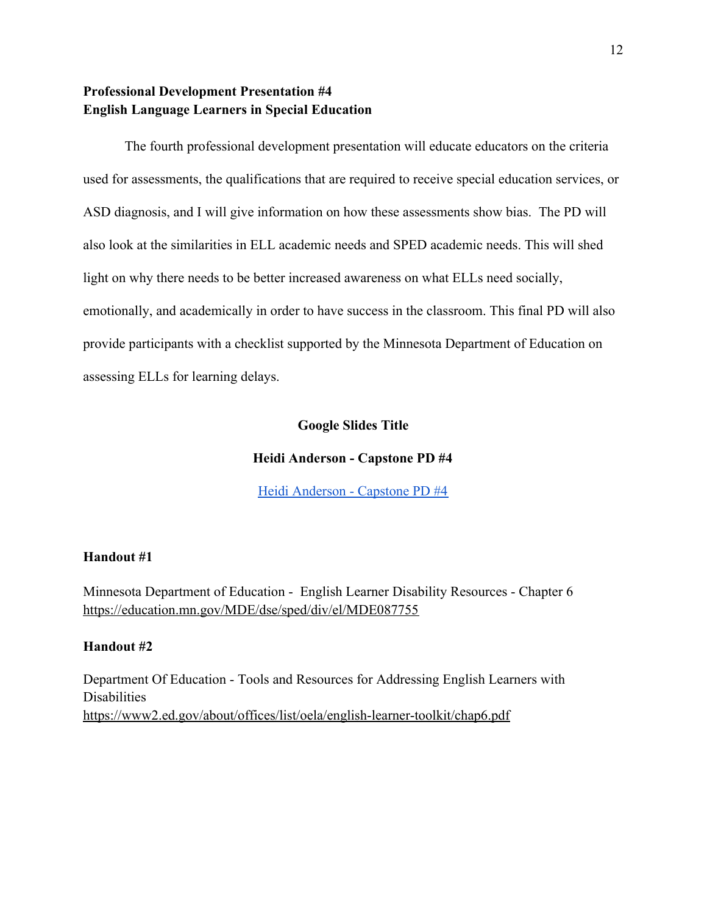**Professional Development Presentation #4**
**English Language Learners in Special Education**

The fourth professional development presentation will educate educators on the criteria used for assessments, the qualifications that are required to receive special education services, or ASD diagnosis, and I will give information on how these assessments show bias. The PD will also look at the similarities in ELL academic needs and SPED academic needs. This will shed light on why there needs to be better increased awareness on what ELLs need socially, emotionally, and academically in order to have success in the classroom. This final PD will also provide participants with a checklist supported by the Minnesota Department of Education on assessing ELLs for learning delays.

**Google Slides Title**

**Heidi Anderson - Capstone PD #4**

Heidi Anderson - Capstone PD #4

**Handout #1**

Minnesota Department of Education - English Learner Disability Resources - Chapter 6
https://education.mn.gov/MDE/dse/sped/div/el/MDE087755

**Handout #2**

Department Of Education - Tools and Resources for Addressing English Learners with Disabilities
https://www2.ed.gov/about/offices/list/oela/english-learner-toolkit/chap6.pdf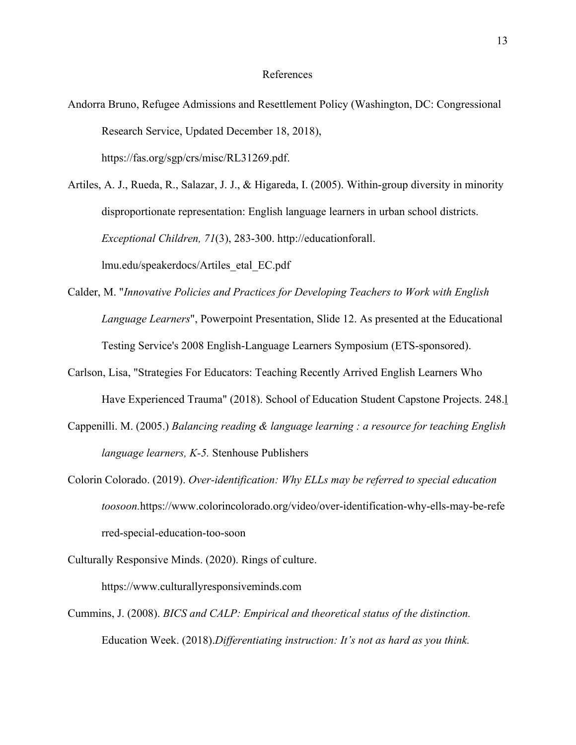# References

Andorra Bruno, Refugee Admissions and Resettlement Policy (Washington, DC: Congressional Research Service, Updated December 18, 2018), https://fas.org/sgp/crs/misc/RL31269.pdf.

Artiles, A. J., Rueda, R., Salazar, J. J., & Higareda, I. (2005). Within-group diversity in minority disproportionate representation: English language learners in urban school districts. *Exceptional Children, 71*(3), 283-300. http://educationforall. lmu.edu/speakerdocs/Artiles_etal_EC.pdf

Calder, M. "*Innovative Policies and Practices for Developing Teachers to Work with English Language Learners*", Powerpoint Presentation, Slide 12. As presented at the Educational Testing Service's 2008 English-Language Learners Symposium (ETS-sponsored).

Carlson, Lisa, "Strategies For Educators: Teaching Recently Arrived English Learners Who Have Experienced Trauma" (2018). School of Education Student Capstone Projects. 248.l

Cappenilli. M. (2005.) *Balancing reading & language learning : a resource for teaching English language learners, K-5.* Stenhouse Publishers

Colorin Colorado. (2019). *Over-identification: Why ELLs may be referred to special education toosoon.*https://www.colorincolorado.org/video/over-identification-why-ells-may-be-referred-special-education-too-soon

Culturally Responsive Minds. (2020). Rings of culture. https://www.culturallyresponsiveminds.com

Cummins, J. (2008). *BICS and CALP: Empirical and theoretical status of the distinction.* Education Week. (2018).*Differentiating instruction: It's not as hard as you think.*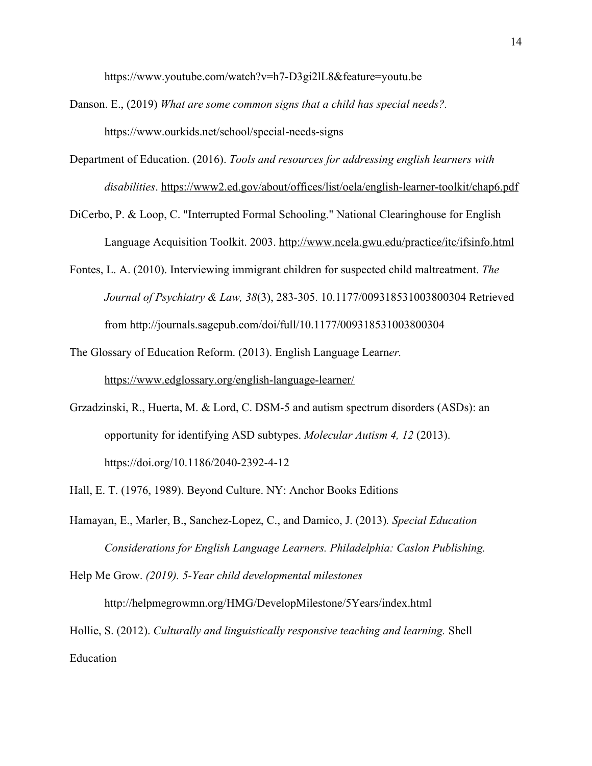https://www.youtube.com/watch?v=h7-D3gi2lL8&feature=youtu.be

Danson. E., (2019) *What are some common signs that a child has special needs?*. https://www.ourkids.net/school/special-needs-signs

Department of Education. (2016). *Tools and resources for addressing english learners with disabilities*. https://www2.ed.gov/about/offices/list/oela/english-learner-toolkit/chap6.pdf

DiCerbo, P. & Loop, C. "Interrupted Formal Schooling." National Clearinghouse for English Language Acquisition Toolkit. 2003. http://www.ncela.gwu.edu/practice/itc/ifsinfo.html

Fontes, L. A. (2010). Interviewing immigrant children for suspected child maltreatment. *The Journal of Psychiatry & Law, 38*(3), 283-305. 10.1177/009318531003800304 Retrieved from http://journals.sagepub.com/doi/full/10.1177/009318531003800304

The Glossary of Education Reform. (2013). English Language Learn*er.* https://www.edglossary.org/english-language-learner/

Grzadzinski, R., Huerta, M. & Lord, C. DSM-5 and autism spectrum disorders (ASDs): an opportunity for identifying ASD subtypes. *Molecular Autism 4, 12* (2013). https://doi.org/10.1186/2040-2392-4-12

Hall, E. T. (1976, 1989). Beyond Culture. NY: Anchor Books Editions

Hamayan, E., Marler, B., Sanchez-Lopez, C., and Damico, J. (2013)*. Special Education Considerations for English Language Learners. Philadelphia: Caslon Publishing.*

Help Me Grow. *(2019). 5-Year child developmental milestones* http://helpmegrowmn.org/HMG/DevelopMilestone/5Years/index.html

Hollie, S. (2012). *Culturally and linguistically responsive teaching and learning.* Shell Education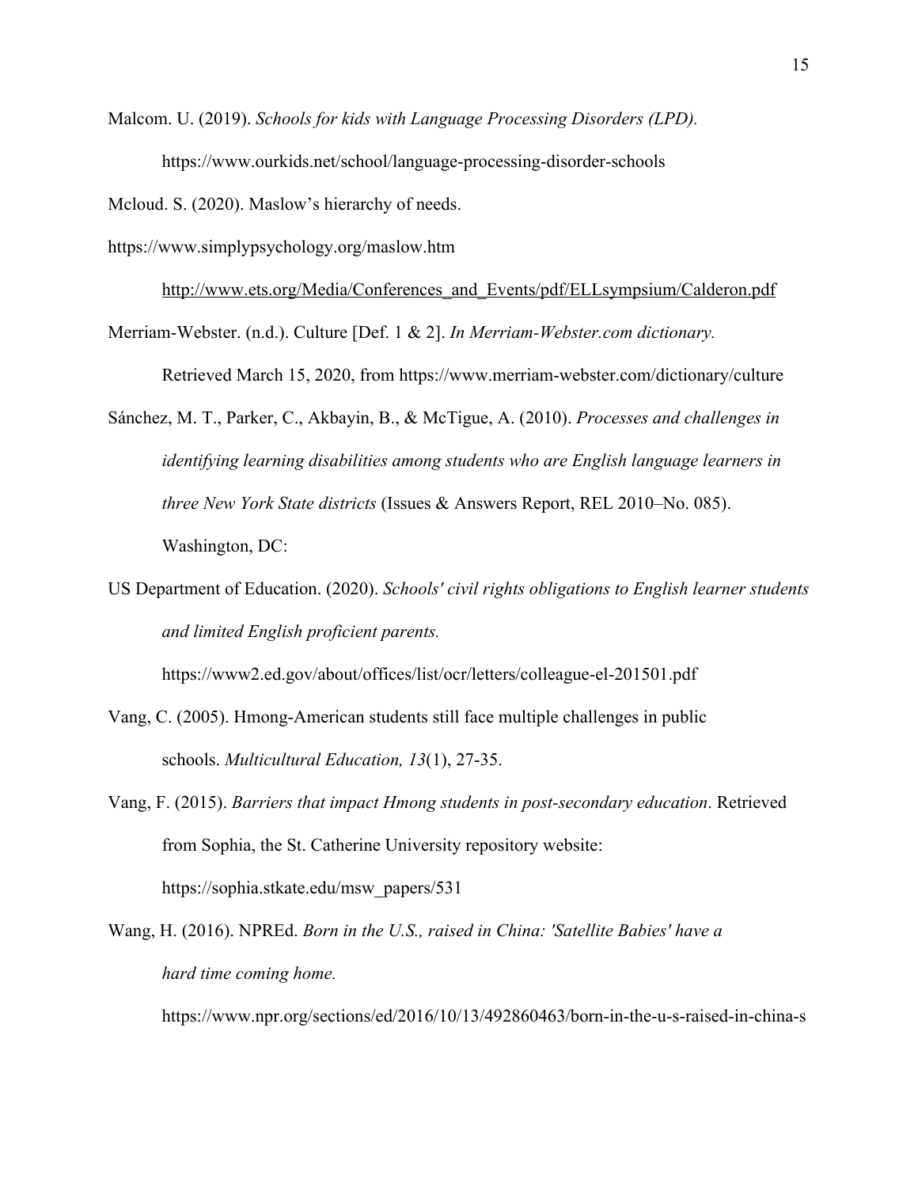Malcom. U. (2019). *Schools for kids with Language Processing Disorders (LPD).* https://www.ourkids.net/school/language-processing-disorder-schools

Mcloud. S. (2020). Maslow's hierarchy of needs.

https://www.simplypsychology.org/maslow.htm

http://www.ets.org/Media/Conferences_and_Events/pdf/ELLsympsium/Calderon.pdf

Merriam-Webster. (n.d.). Culture [Def. 1 & 2]. *In Merriam-Webster.com dictionary.* Retrieved March 15, 2020, from https://www.merriam-webster.com/dictionary/culture

Sánchez, M. T., Parker, C., Akbayin, B., & McTigue, A. (2010). *Processes and challenges in identifying learning disabilities among students who are English language learners in three New York State districts* (Issues & Answers Report, REL 2010–No. 085). Washington, DC:

US Department of Education. (2020). *Schools' civil rights obligations to English learner students and limited English proficient parents.* https://www2.ed.gov/about/offices/list/ocr/letters/colleague-el-201501.pdf

Vang, C. (2005). Hmong-American students still face multiple challenges in public schools. *Multicultural Education, 13*(1), 27-35.

Vang, F. (2015). *Barriers that impact Hmong students in post-secondary education*. Retrieved from Sophia, the St. Catherine University repository website: https://sophia.stkate.edu/msw_papers/531

Wang, H. (2016). NPREd. *Born in the U.S., raised in China: 'Satellite Babies' have a hard time coming home.* https://www.npr.org/sections/ed/2016/10/13/492860463/born-in-the-u-s-raised-in-china-s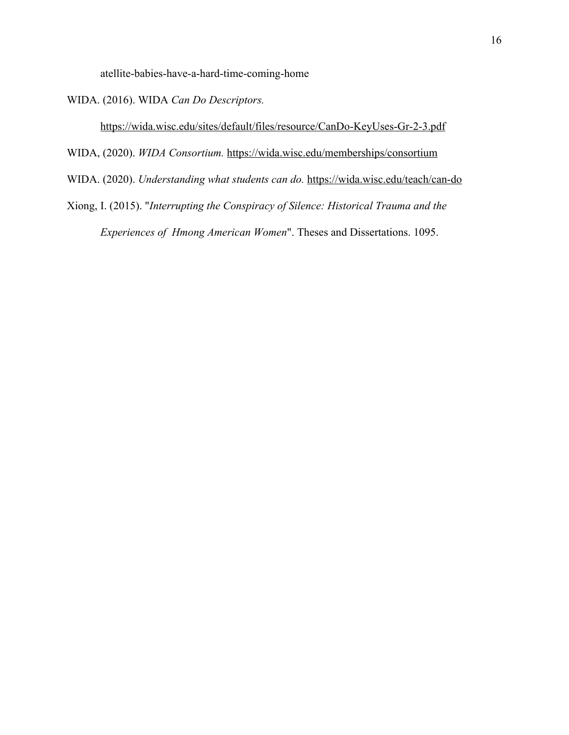atellite-babies-have-a-hard-time-coming-home

WIDA. (2016). WIDA *Can Do Descriptors.* https://wida.wisc.edu/sites/default/files/resource/CanDo-KeyUses-Gr-2-3.pdf

WIDA, (2020). *WIDA Consortium.* https://wida.wisc.edu/memberships/consortium

WIDA. (2020). *Understanding what students can do.* https://wida.wisc.edu/teach/can-do

Xiong, I. (2015). "*Interrupting the Conspiracy of Silence: Historical Trauma and the Experiences of Hmong American Women*". Theses and Dissertations. 1095.